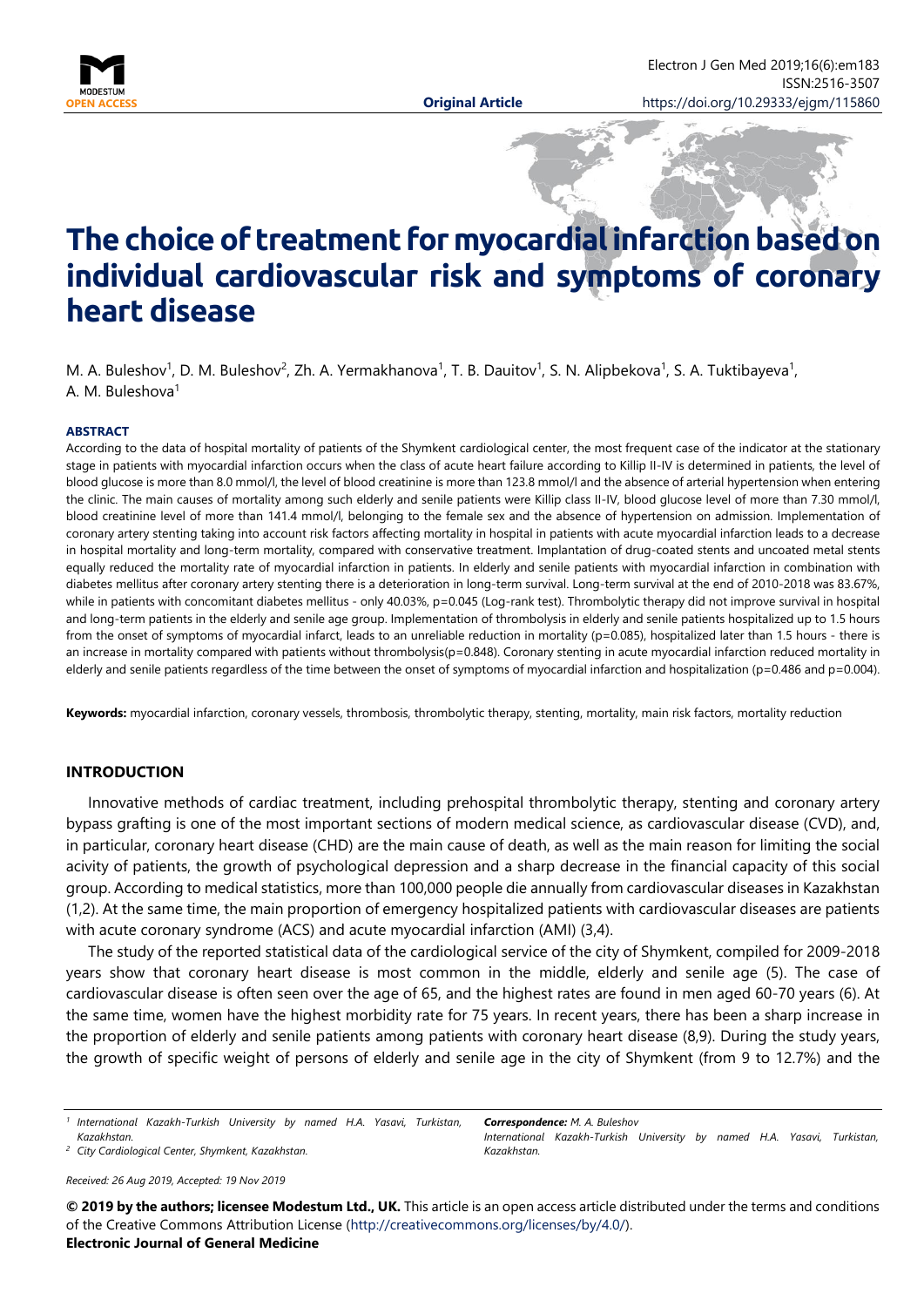**Original Article**

# The choice of treatment for myocardial infarction based on individual cardiovascular risk and symptoms of coronary heart disease

M. A. Buleshov[1], D. M. Buleshov[2], Zh. A. Yermakhanova[1], T. B. Dauitov[1], S. N. Alipbekova[1], S. A. Tuktibayeva[1], A. M. Buleshova[1]

**ABSTRACT**

According to the data of hospital mortality of patients of the Shymkent cardiological center, the most frequent case of the indicator at the stationary stage in patients with myocardial infarction occurs when the class of acute heart failure according to Killip II-IV is determined in patients, the level of blood glucose is more than 8.0 mmol/l, the level of blood creatinine is more than 123.8 mmol/l and the absence of arterial hypertension when entering the clinic. The main causes of mortality among such elderly and senile patients were Killip class II-IV, blood glucose level of more than 7.30 mmol/l, blood creatinine level of more than 141.4 mmol/l, belonging to the female sex and the absence of hypertension on admission. Implementation of coronary artery stenting taking into account risk factors affecting mortality in hospital in patients with acute myocardial infarction leads to a decrease in hospital mortality and long-term mortality, compared with conservative treatment. Implantation of drug-coated stents and uncoated metal stents equally reduced the mortality rate of myocardial infarction in patients. In elderly and senile patients with myocardial infarction in combination with diabetes mellitus after coronary artery stenting there is a deterioration in long-term survival. Long-term survival at the end of 2010-2018 was 83.67%, while in patients with concomitant diabetes mellitus - only 40.03%, p=0.045 (Log-rank test). Thrombolytic therapy did not improve survival in hospital and long-term patients in the elderly and senile age group. Implementation of thrombolysis in elderly and senile patients hospitalized up to 1.5 hours from the onset of symptoms of myocardial infarct, leads to an unreliable reduction in mortality (p=0.085), hospitalized later than 1.5 hours - there is an increase in mortality compared with patients without thrombolysis(p=0.848). Coronary stenting in acute myocardial infarction reduced mortality in elderly and senile patients regardless of the time between the onset of symptoms of myocardial infarction and hospitalization (p=0.486 and p=0.004).

**Keywords:** myocardial infarction, coronary vessels, thrombosis, thrombolytic therapy, stenting, mortality, main risk factors, mortality reduction

## INTRODUCTION

Innovative methods of cardiac treatment, including prehospital thrombolytic therapy, stenting and coronary artery bypass grafting is one of the most important sections of modern medical science, as cardiovascular disease (CVD), and, in particular, coronary heart disease (CHD) are the main cause of death, as well as the main reason for limiting the social acivity of patients, the growth of psychological depression and a sharp decrease in the financial capacity of this social group. According to medical statistics, more than 100,000 people die annually from cardiovascular diseases in Kazakhstan (1,2). At the same time, the main proportion of emergency hospitalized patients with cardiovascular diseases are patients with acute coronary syndrome (ACS) and acute myocardial infarction (AMI) (3,4).

The study of the reported statistical data of the cardiological service of the city of Shymkent, compiled for 2009-2018 years show that coronary heart disease is most common in the middle, elderly and senile age (5). The case of cardiovascular disease is often seen over the age of 65, and the highest rates are found in men aged 60-70 years (6). At the same time, women have the highest morbidity rate for 75 years. In recent years, there has been a sharp increase in the proportion of elderly and senile patients among patients with coronary heart disease (8,9). During the study years, the growth of specific weight of persons of elderly and senile age in the city of Shymkent (from 9 to 12.7%) and the

[1] *International Kazakh-Turkish University by named H.A. Yasavi, Turkistan, Kazakhstan.*
[2] *City Cardiological Center, Shymkent, Kazakhstan.*

***Correspondence:** M. A. Buleshov*
*International Kazakh-Turkish University by named H.A. Yasavi, Turkistan, Kazakhstan.*

*Received: 26 Aug 2019, Accepted: 19 Nov 2019*

**© 2019 by the authors; licensee Modestum Ltd., UK.** This article is an open access article distributed under the terms and conditions of the Creative Commons Attribution License (http://creativecommons.org/licenses/by/4.0/).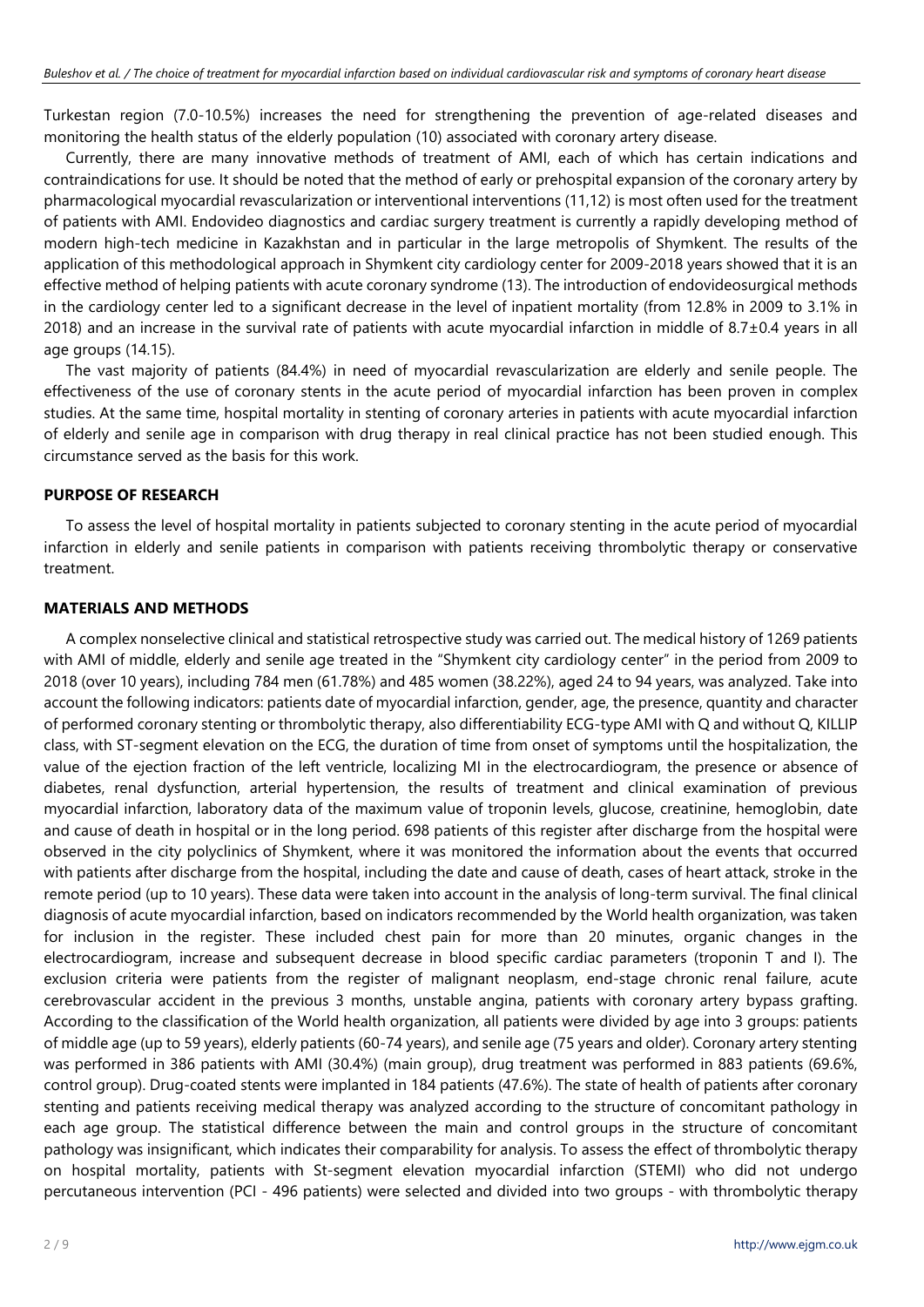Turkestan region (7.0-10.5%) increases the need for strengthening the prevention of age-related diseases and monitoring the health status of the elderly population (10) associated with coronary artery disease.

Currently, there are many innovative methods of treatment of AMI, each of which has certain indications and contraindications for use. It should be noted that the method of early or prehospital expansion of the coronary artery by pharmacological myocardial revascularization or interventional interventions (11,12) is most often used for the treatment of patients with AMI. Endovideo diagnostics and cardiac surgery treatment is currently a rapidly developing method of modern high-tech medicine in Kazakhstan and in particular in the large metropolis of Shymkent. The results of the application of this methodological approach in Shymkent city cardiology center for 2009-2018 years showed that it is an effective method of helping patients with acute coronary syndrome (13). The introduction of endovideosurgical methods in the cardiology center led to a significant decrease in the level of inpatient mortality (from 12.8% in 2009 to 3.1% in 2018) and an increase in the survival rate of patients with acute myocardial infarction in middle of 8.7±0.4 years in all age groups (14.15).

The vast majority of patients (84.4%) in need of myocardial revascularization are elderly and senile people. The effectiveness of the use of coronary stents in the acute period of myocardial infarction has been proven in complex studies. At the same time, hospital mortality in stenting of coronary arteries in patients with acute myocardial infarction of elderly and senile age in comparison with drug therapy in real clinical practice has not been studied enough. This circumstance served as the basis for this work.

## PURPOSE OF RESEARCH

To assess the level of hospital mortality in patients subjected to coronary stenting in the acute period of myocardial infarction in elderly and senile patients in comparison with patients receiving thrombolytic therapy or conservative treatment.

## MATERIALS AND METHODS

A complex nonselective clinical and statistical retrospective study was carried out. The medical history of 1269 patients with AMI of middle, elderly and senile age treated in the "Shymkent city cardiology center" in the period from 2009 to 2018 (over 10 years), including 784 men (61.78%) and 485 women (38.22%), aged 24 to 94 years, was analyzed. Take into account the following indicators: patients date of myocardial infarction, gender, age, the presence, quantity and character of performed coronary stenting or thrombolytic therapy, also differentiability ECG-type AMI with Q and without Q, KILLIP class, with ST-segment elevation on the ECG, the duration of time from onset of symptoms until the hospitalization, the value of the ejection fraction of the left ventricle, localizing MI in the electrocardiogram, the presence or absence of diabetes, renal dysfunction, arterial hypertension, the results of treatment and clinical examination of previous myocardial infarction, laboratory data of the maximum value of troponin levels, glucose, creatinine, hemoglobin, date and cause of death in hospital or in the long period. 698 patients of this register after discharge from the hospital were observed in the city polyclinics of Shymkent, where it was monitored the information about the events that occurred with patients after discharge from the hospital, including the date and cause of death, cases of heart attack, stroke in the remote period (up to 10 years). These data were taken into account in the analysis of long-term survival. The final clinical diagnosis of acute myocardial infarction, based on indicators recommended by the World health organization, was taken for inclusion in the register. These included chest pain for more than 20 minutes, organic changes in the electrocardiogram, increase and subsequent decrease in blood specific cardiac parameters (troponin T and I). The exclusion criteria were patients from the register of malignant neoplasm, end-stage chronic renal failure, acute cerebrovascular accident in the previous 3 months, unstable angina, patients with coronary artery bypass grafting. According to the classification of the World health organization, all patients were divided by age into 3 groups: patients of middle age (up to 59 years), elderly patients (60-74 years), and senile age (75 years and older). Coronary artery stenting was performed in 386 patients with AMI (30.4%) (main group), drug treatment was performed in 883 patients (69.6%, control group). Drug-coated stents were implanted in 184 patients (47.6%). The state of health of patients after coronary stenting and patients receiving medical therapy was analyzed according to the structure of concomitant pathology in each age group. The statistical difference between the main and control groups in the structure of concomitant pathology was insignificant, which indicates their comparability for analysis. To assess the effect of thrombolytic therapy on hospital mortality, patients with St-segment elevation myocardial infarction (STEMI) who did not undergo percutaneous intervention (PCI - 496 patients) were selected and divided into two groups - with thrombolytic therapy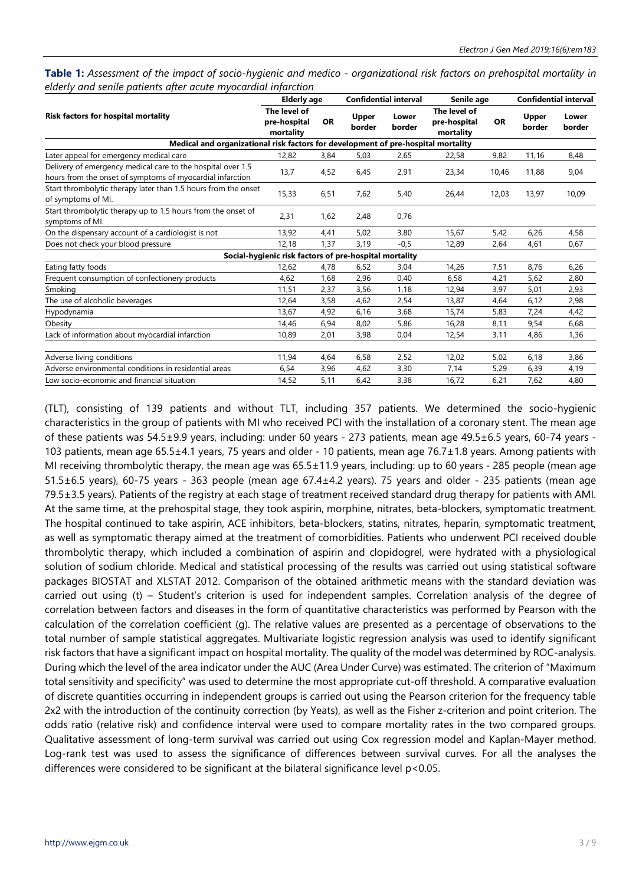**Table 1:** *Assessment of the impact of socio-hygienic and medico - organizational risk factors on prehospital mortality in elderly and senile patients after acute myocardial infarction*

| Risk factors for hospital mortality | Elderly age | | Confidential interval | | Senile age | | Confidential interval | |
|---|---|---|---|---|---|---|---|---|
| | The level of pre-hospital mortality | OR | Upper border | Lower border | The level of pre-hospital mortality | OR | Upper border | Lower border |
| **Medical and organizational risk factors for development of pre-hospital mortality** | | | | | | | | |
| Later appeal for emergency medical care | 12,82 | 3,84 | 5,03 | 2,65 | 22,58 | 9,82 | 11,16 | 8,48 |
| Delivery of emergency medical care to the hospital over 1.5 hours from the onset of symptoms of myocardial infarction | 13,7 | 4,52 | 6,45 | 2,91 | 23,34 | 10,46 | 11,88 | 9,04 |
| Start thrombolytic therapy later than 1.5 hours from the onset of symptoms of MI. | 15,33 | 6,51 | 7,62 | 5,40 | 26,44 | 12,03 | 13,97 | 10,09 |
| Start thrombolytic therapy up to 1.5 hours from the onset of symptoms of MI. | 2,31 | 1,62 | 2,48 | 0,76 | | | | |
| On the dispensary account of a cardiologist is not | 13,92 | 4,41 | 5,02 | 3,80 | 15,67 | 5,42 | 6,26 | 4,58 |
| Does not check your blood pressure | 12,18 | 1,37 | 3,19 | -0,5 | 12,89 | 2,64 | 4,61 | 0,67 |
| **Social-hygienic risk factors of pre-hospital mortality** | | | | | | | | |
| Eating fatty foods | 12,62 | 4,78 | 6,52 | 3,04 | 14,26 | 7,51 | 8,76 | 6,26 |
| Frequent consumption of confectionery products | 4,62 | 1,68 | 2,96 | 0,40 | 6,58 | 4,21 | 5,62 | 2,80 |
| Smoking | 11,51 | 2,37 | 3,56 | 1,18 | 12,94 | 3,97 | 5,01 | 2,93 |
| The use of alcoholic beverages | 12,64 | 3,58 | 4,62 | 2,54 | 13,87 | 4,64 | 6,12 | 2,98 |
| Hypodynamia | 13,67 | 4,92 | 6,16 | 3,68 | 15,74 | 5,83 | 7,24 | 4,42 |
| Obesity | 14,46 | 6,94 | 8,02 | 5,86 | 16,28 | 8,11 | 9,54 | 6,68 |
| Lack of information about myocardial infarction | 10,89 | 2,01 | 3,98 | 0,04 | 12,54 | 3,11 | 4,86 | 1,36 |
| Adverse living conditions | 11,94 | 4,64 | 6,58 | 2,52 | 12,02 | 5,02 | 6,18 | 3,86 |
| Adverse environmental conditions in residential areas | 6,54 | 3,96 | 4,62 | 3,30 | 7,14 | 5,29 | 6,39 | 4,19 |
| Low socio-economic and financial situation | 14,52 | 5,11 | 6,42 | 3,38 | 16,72 | 6,21 | 7,62 | 4,80 |

(TLT), consisting of 139 patients and without TLT, including 357 patients. We determined the socio-hygienic characteristics in the group of patients with MI who received PCI with the installation of a coronary stent. The mean age of these patients was 54.5±9.9 years, including: under 60 years - 273 patients, mean age 49.5±6.5 years, 60-74 years - 103 patients, mean age 65.5±4.1 years, 75 years and older - 10 patients, mean age 76.7±1.8 years. Among patients with MI receiving thrombolytic therapy, the mean age was 65.5±11.9 years, including: up to 60 years - 285 people (mean age 51.5±6.5 years), 60-75 years - 363 people (mean age 67.4±4.2 years). 75 years and older - 235 patients (mean age 79.5±3.5 years). Patients of the registry at each stage of treatment received standard drug therapy for patients with AMI. At the same time, at the prehospital stage, they took aspirin, morphine, nitrates, beta-blockers, symptomatic treatment. The hospital continued to take aspirin, ACE inhibitors, beta-blockers, statins, nitrates, heparin, symptomatic treatment, as well as symptomatic therapy aimed at the treatment of comorbidities. Patients who underwent PCI received double thrombolytic therapy, which included a combination of aspirin and clopidogrel, were hydrated with a physiological solution of sodium chloride. Medical and statistical processing of the results was carried out using statistical software packages BIOSTAT and XLSTAT 2012. Comparison of the obtained arithmetic means with the standard deviation was carried out using (t) – Student's criterion is used for independent samples. Correlation analysis of the degree of correlation between factors and diseases in the form of quantitative characteristics was performed by Pearson with the calculation of the correlation coefficient (g). The relative values are presented as a percentage of observations to the total number of sample statistical aggregates. Multivariate logistic regression analysis was used to identify significant risk factors that have a significant impact on hospital mortality. The quality of the model was determined by ROC-analysis. During which the level of the area indicator under the AUC (Area Under Curve) was estimated. The criterion of "Maximum total sensitivity and specificity" was used to determine the most appropriate cut-off threshold. A comparative evaluation of discrete quantities occurring in independent groups is carried out using the Pearson criterion for the frequency table 2x2 with the introduction of the continuity correction (by Yeats), as well as the Fisher z-criterion and point criterion. The odds ratio (relative risk) and confidence interval were used to compare mortality rates in the two compared groups. Qualitative assessment of long-term survival was carried out using Cox regression model and Kaplan-Mayer method. Log-rank test was used to assess the significance of differences between survival curves. For all the analyses the differences were considered to be significant at the bilateral significance level $p<0.05$.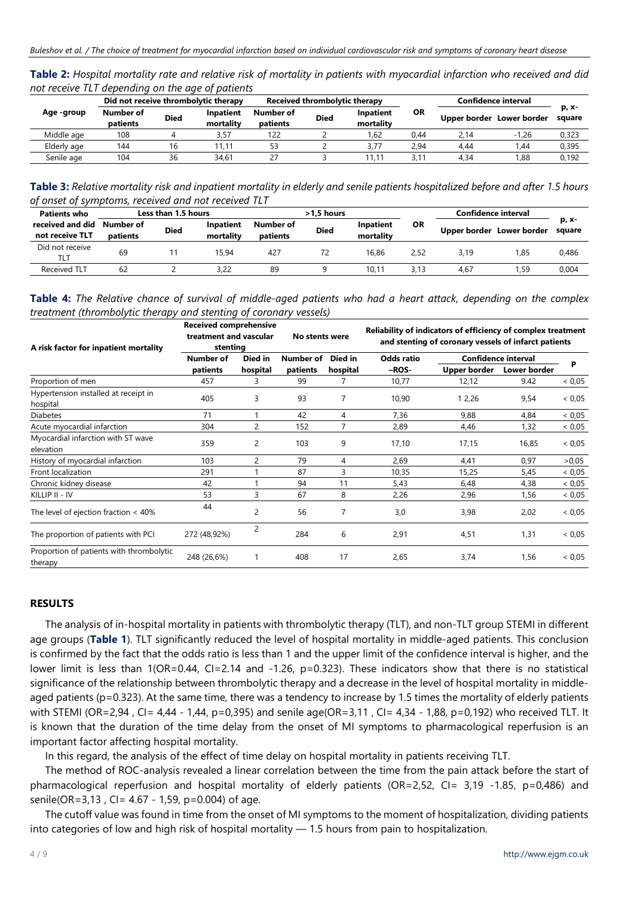**Table 2:** *Hospital mortality rate and relative risk of mortality in patients with myocardial infarction who received and did not receive TLT depending on the age of patients*

| Age -group | Did not receive thrombolytic therapy | | | Received thrombolytic therapy | | | OR | Confidence interval | | p, x-square |
|---|---|---|---|---|---|---|---|---|---|---|
| | Number of patients | Died | Inpatient mortality | Number of patients | Died | Inpatient mortality | | Upper border | Lower border | |
| Middle age | 108 | 4 | 3,57 | 122 | 2 | 1,62 | 0,44 | 2,14 | -1,26 | 0,323 |
| Elderly age | 144 | 16 | 11,11 | 53 | 2 | 3,77 | 2,94 | 4,44 | 1,44 | 0,395 |
| Senile age | 104 | 36 | 34,61 | 27 | 3 | 11,11 | 3,11 | 4,34 | 1,88 | 0,192 |

**Table 3:** *Relative mortality risk and inpatient mortality in elderly and senile patients hospitalized before and after 1.5 hours of onset of symptoms, received and not received TLT*

| Patients who received and did not receive TLT | Less than 1.5 hours | | | >1,5 hours | | | OR | Confidence interval | | p, x-square |
|---|---|---|---|---|---|---|---|---|---|---|
| | Number of patients | Died | Inpatient mortality | Number of patients | Died | Inpatient mortality | | Upper border | Lower border | |
| Did not receive TLT | 69 | 11 | 15,94 | 427 | 72 | 16,86 | 2,52 | 3,19 | 1,85 | 0,486 |
| Received TLT | 62 | 2 | 3,22 | 89 | 9 | 10,11 | 3,13 | 4,67 | 1,59 | 0,004 |

**Table 4:** *The Relative chance of survival of middle-aged patients who had a heart attack, depending on the complex treatment (thrombolytic therapy and stenting of coronary vessels)*

| A risk factor for inpatient mortality | Received comprehensive treatment and vascular stenting | | No stents were | | Reliability of indicators of efficiency of complex treatment and stenting of coronary vessels of infarct patients | | | |
|---|---|---|---|---|---|---|---|---|
| | Number of patients | Died in hospital | Number of patients | Died in hospital | Odds ratio –ROS- | Confidence interval | | P |
| | | | | | | Upper border | Lower border | |
| Proportion of men | 457 | 3 | 99 | 7 | 10,77 | 12,12 | 9.42 | < 0,05 |
| Hypertension installed at receipt in hospital | 405 | 3 | 93 | 7 | 10,90 | 1 2,26 | 9,54 | < 0,05 |
| Diabetes | 71 | 1 | 42 | 4 | 7,36 | 9,88 | 4,84 | < 0,05 |
| Acute myocardial infarction | 304 | 2 | 152 | 7 | 2,89 | 4,46 | 1,32 | < 0,05 |
| Myocardial infarction with ST wave elevation | 359 | 2 | 103 | 9 | 17,10 | 17,15 | 16,85 | < 0,05 |
| History of myocardial infarction | 103 | 2 | 79 | 4 | 2,69 | 4,41 | 0,97 | >0,05 |
| Front localization | 291 | 1 | 87 | 3 | 10,35 | 15,25 | 5,45 | < 0,05 |
| Chronic kidney disease | 42 | 1 | 94 | 11 | 5,43 | 6,48 | 4,38 | < 0,05 |
| KILLIP II - IV | 53 | 3 | 67 | 8 | 2,26 | 2,96 | 1,56 | < 0,05 |
| The level of ejection fraction < 40% | 44 | 2 | 56 | 7 | 3,0 | 3,98 | 2,02 | < 0,05 |
| The proportion of patients with PCI | 272 (48,92%) | 2 | 284 | 6 | 2,91 | 4,51 | 1,31 | < 0,05 |
| Proportion of patients with thrombolytic therapy | 248 (26,6%) | 1 | 408 | 17 | 2,65 | 3,74 | 1,56 | < 0,05 |

## RESULTS

The analysis of in-hospital mortality in patients with thrombolytic therapy (TLT), and non-TLT group STEMI in different age groups (**Table 1**). TLT significantly reduced the level of hospital mortality in middle-aged patients. This conclusion is confirmed by the fact that the odds ratio is less than 1 and the upper limit of the confidence interval is higher, and the lower limit is less than 1(OR=0.44, CI=2.14 and -1.26, p=0.323). These indicators show that there is no statistical significance of the relationship between thrombolytic therapy and a decrease in the level of hospital mortality in middle-aged patients (p=0.323). At the same time, there was a tendency to increase by 1.5 times the mortality of elderly patients with STEMI (OR=2,94 , CI= 4,44 - 1,44, p=0,395) and senile age(OR=3,11 , CI= 4,34 - 1,88, p=0,192) who received TLT. It is known that the duration of the time delay from the onset of MI symptoms to pharmacological reperfusion is an important factor affecting hospital mortality.

In this regard, the analysis of the effect of time delay on hospital mortality in patients receiving TLT.

The method of ROC-analysis revealed a linear correlation between the time from the pain attack before the start of pharmacological reperfusion and hospital mortality of elderly patients (OR=2,52, CI= 3,19 -1.85, p=0,486) and senile(OR=3,13 , CI= 4.67 - 1,59, p=0.004) of age.

The cutoff value was found in time from the onset of MI symptoms to the moment of hospitalization, dividing patients into categories of low and high risk of hospital mortality — 1.5 hours from pain to hospitalization.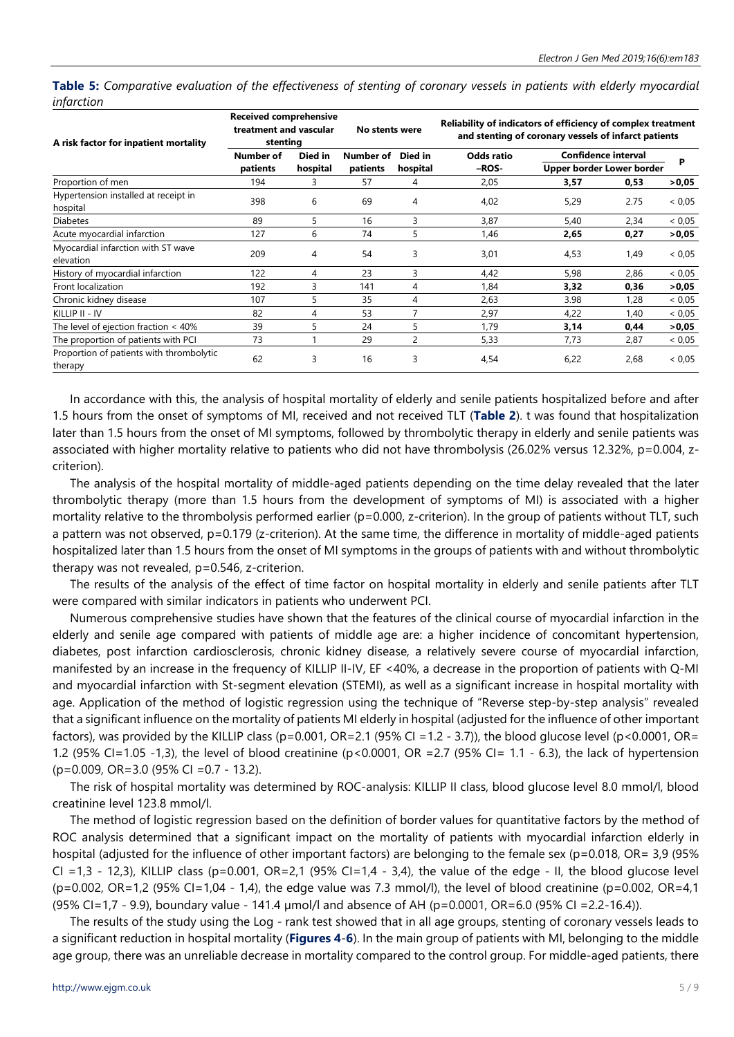**Table 5:** *Comparative evaluation of the effectiveness of stenting of coronary vessels in patients with elderly myocardial infarction*

| A risk factor for inpatient mortality | Received comprehensive treatment and vascular stenting | | No stents were | | Reliability of indicators of efficiency of complex treatment and stenting of coronary vessels of infarct patients | | | |
|---|---|---|---|---|---|---|---|---|
| | Number of patients | Died in hospital | Number of patients | Died in hospital | Odds ratio –ROS- | Confidence interval Upper border | Lower border | P |
| Proportion of men | 194 | 3 | 57 | 4 | 2,05 | **3,57** | **0,53** | **>0,05** |
| Hypertension installed at receipt in hospital | 398 | 6 | 69 | 4 | 4,02 | 5,29 | 2.75 | < 0,05 |
| Diabetes | 89 | 5 | 16 | 3 | 3,87 | 5,40 | 2,34 | < 0,05 |
| Acute myocardial infarction | 127 | 6 | 74 | 5 | 1,46 | **2,65** | **0,27** | **>0,05** |
| Myocardial infarction with ST wave elevation | 209 | 4 | 54 | 3 | 3,01 | 4,53 | 1,49 | < 0,05 |
| History of myocardial infarction | 122 | 4 | 23 | 3 | 4,42 | 5,98 | 2,86 | < 0,05 |
| Front localization | 192 | 3 | 141 | 4 | 1,84 | **3,32** | **0,36** | **>0,05** |
| Chronic kidney disease | 107 | 5 | 35 | 4 | 2,63 | 3.98 | 1,28 | < 0,05 |
| KILLIP II - IV | 82 | 4 | 53 | 7 | 2,97 | 4,22 | 1,40 | < 0,05 |
| The level of ejection fraction < 40% | 39 | 5 | 24 | 5 | 1,79 | **3,14** | **0,44** | **>0,05** |
| The proportion of patients with PCI | 73 | 1 | 29 | 2 | 5,33 | 7,73 | 2,87 | < 0,05 |
| Proportion of patients with thrombolytic therapy | 62 | 3 | 16 | 3 | 4,54 | 6,22 | 2,68 | < 0,05 |

In accordance with this, the analysis of hospital mortality of elderly and senile patients hospitalized before and after 1.5 hours from the onset of symptoms of MI, received and not received TLT (**Table 2**). t was found that hospitalization later than 1.5 hours from the onset of MI symptoms, followed by thrombolytic therapy in elderly and senile patients was associated with higher mortality relative to patients who did not have thrombolysis (26.02% versus 12.32%, p=0.004, z-criterion).

The analysis of the hospital mortality of middle-aged patients depending on the time delay revealed that the later thrombolytic therapy (more than 1.5 hours from the development of symptoms of MI) is associated with a higher mortality relative to the thrombolysis performed earlier (p=0.000, z-criterion). In the group of patients without TLT, such a pattern was not observed, p=0.179 (z-criterion). At the same time, the difference in mortality of middle-aged patients hospitalized later than 1.5 hours from the onset of MI symptoms in the groups of patients with and without thrombolytic therapy was not revealed, p=0.546, z-criterion.

The results of the analysis of the effect of time factor on hospital mortality in elderly and senile patients after TLT were compared with similar indicators in patients who underwent PCI.

Numerous comprehensive studies have shown that the features of the clinical course of myocardial infarction in the elderly and senile age compared with patients of middle age are: a higher incidence of concomitant hypertension, diabetes, post infarction cardiosclerosis, chronic kidney disease, a relatively severe course of myocardial infarction, manifested by an increase in the frequency of KILLIP II-IV, EF <40%, a decrease in the proportion of patients with Q-MI and myocardial infarction with St-segment elevation (STEMI), as well as a significant increase in hospital mortality with age. Application of the method of logistic regression using the technique of "Reverse step-by-step analysis" revealed that a significant influence on the mortality of patients MI elderly in hospital (adjusted for the influence of other important factors), was provided by the KILLIP class (p=0.001, OR=2.1 (95% CI =1.2 - 3.7)), the blood glucose level (p<0.0001, OR= 1.2 (95% CI=1.05 -1,3), the level of blood creatinine (p<0.0001, OR =2.7 (95% CI= 1.1 - 6.3), the lack of hypertension (p=0.009, OR=3.0 (95% CI =0.7 - 13.2).

The risk of hospital mortality was determined by ROC-analysis: KILLIP II class, blood glucose level 8.0 mmol/l, blood creatinine level 123.8 mmol/l.

The method of logistic regression based on the definition of border values for quantitative factors by the method of ROC analysis determined that a significant impact on the mortality of patients with myocardial infarction elderly in hospital (adjusted for the influence of other important factors) are belonging to the female sex (p=0.018, OR= 3,9 (95% CI =1,3 - 12,3), KILLIP class (p=0.001, OR=2,1 (95% CI=1,4 - 3,4), the value of the edge - II, the blood glucose level (p=0.002, OR=1,2 (95% CI=1,04 - 1,4), the edge value was 7.3 mmol/l), the level of blood creatinine (p=0.002, OR=4,1 (95% CI=1,7 - 9.9), boundary value - 141.4 μmol/l and absence of AH (p=0.0001, OR=6.0 (95% CI =2.2-16.4)).

The results of the study using the Log - rank test showed that in all age groups, stenting of coronary vessels leads to a significant reduction in hospital mortality (**Figures 4**-**6**). In the main group of patients with MI, belonging to the middle age group, there was an unreliable decrease in mortality compared to the control group. For middle-aged patients, there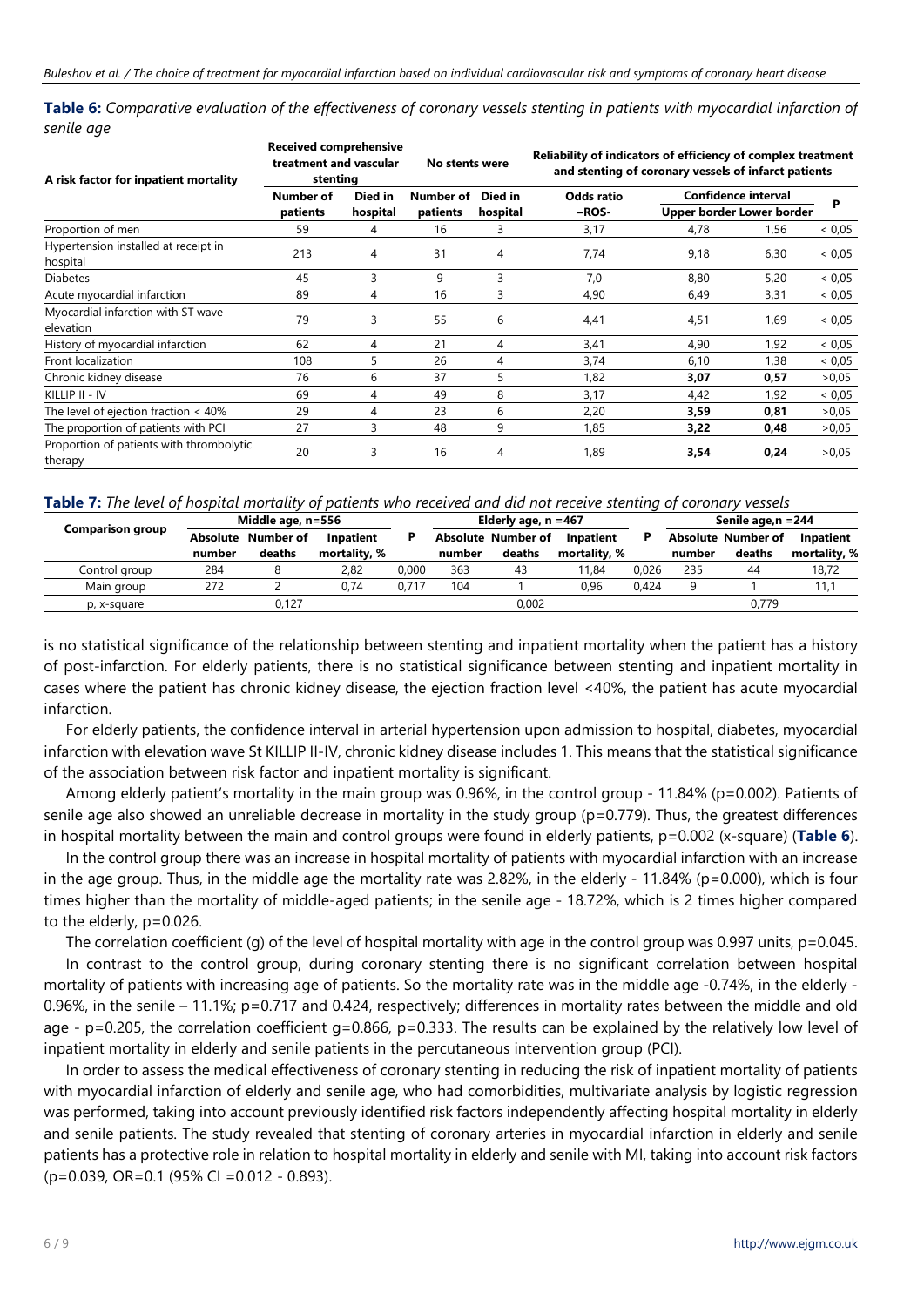**Table 6:** *Comparative evaluation of the effectiveness of coronary vessels stenting in patients with myocardial infarction of senile age*

| A risk factor for inpatient mortality | Received comprehensive treatment and vascular stenting | | No stents were | | Reliability of indicators of efficiency of complex treatment and stenting of coronary vessels of infarct patients | | | |
|---|---|---|---|---|---|---|---|---|
| | Number of patients | Died in hospital | Number of patients | Died in hospital | Odds ratio –ROS- | Confidence interval | | P |
| | | | | | | Upper border | Lower border | |
| Proportion of men | 59 | 4 | 16 | 3 | 3,17 | 4,78 | 1,56 | < 0,05 |
| Hypertension installed at receipt in hospital | 213 | 4 | 31 | 4 | 7,74 | 9,18 | 6,30 | < 0,05 |
| Diabetes | 45 | 3 | 9 | 3 | 7,0 | 8,80 | 5,20 | < 0,05 |
| Acute myocardial infarction | 89 | 4 | 16 | 3 | 4,90 | 6,49 | 3,31 | < 0,05 |
| Myocardial infarction with ST wave elevation | 79 | 3 | 55 | 6 | 4,41 | 4,51 | 1,69 | < 0,05 |
| History of myocardial infarction | 62 | 4 | 21 | 4 | 3,41 | 4,90 | 1,92 | < 0,05 |
| Front localization | 108 | 5 | 26 | 4 | 3,74 | 6,10 | 1,38 | < 0,05 |
| Chronic kidney disease | 76 | 6 | 37 | 5 | 1,82 | **3,07** | **0,57** | >0,05 |
| KILLIP II - IV | 69 | 4 | 49 | 8 | 3,17 | 4,42 | 1,92 | < 0,05 |
| The level of ejection fraction < 40% | 29 | 4 | 23 | 6 | 2,20 | **3,59** | **0,81** | >0,05 |
| The proportion of patients with PCI | 27 | 3 | 48 | 9 | 1,85 | **3,22** | **0,48** | >0,05 |
| Proportion of patients with thrombolytic therapy | 20 | 3 | 16 | 4 | 1,89 | **3,54** | **0,24** | >0,05 |

**Table 7:** *The level of hospital mortality of patients who received and did not receive stenting of coronary vessels*

| Comparison group | Middle age, n=556 | | | P | Elderly age, n =467 | | | P | Senile age,n =244 | | |
|---|---|---|---|---|---|---|---|---|---|---|---|
| | Absolute number | Number of deaths | Inpatient mortality, % | | Absolute number | Number of deaths | Inpatient mortality, % | | Absolute number | Number of deaths | Inpatient mortality, % |
| Control group | 284 | 8 | 2,82 | 0,000 | 363 | 43 | 11,84 | 0,026 | 235 | 44 | 18,72 |
| Main group | 272 | 2 | 0,74 | 0,717 | 104 | 1 | 0,96 | 0,424 | 9 | 1 | 11,1 |
| p, x-square | | 0,127 | | | | 0,002 | | | | 0,779 | |

is no statistical significance of the relationship between stenting and inpatient mortality when the patient has a history of post-infarction. For elderly patients, there is no statistical significance between stenting and inpatient mortality in cases where the patient has chronic kidney disease, the ejection fraction level <40%, the patient has acute myocardial infarction.

For elderly patients, the confidence interval in arterial hypertension upon admission to hospital, diabetes, myocardial infarction with elevation wave St KILLIP II-IV, chronic kidney disease includes 1. This means that the statistical significance of the association between risk factor and inpatient mortality is significant.

Among elderly patient's mortality in the main group was 0.96%, in the control group - 11.84% (p=0.002). Patients of senile age also showed an unreliable decrease in mortality in the study group (p=0.779). Thus, the greatest differences in hospital mortality between the main and control groups were found in elderly patients, p=0.002 (x-square) (**Table 6**).

In the control group there was an increase in hospital mortality of patients with myocardial infarction with an increase in the age group. Thus, in the middle age the mortality rate was 2.82%, in the elderly - 11.84% (p=0.000), which is four times higher than the mortality of middle-aged patients; in the senile age - 18.72%, which is 2 times higher compared to the elderly, p=0.026.

The correlation coefficient (g) of the level of hospital mortality with age in the control group was 0.997 units, p=0.045.

In contrast to the control group, during coronary stenting there is no significant correlation between hospital mortality of patients with increasing age of patients. So the mortality rate was in the middle age -0.74%, in the elderly - 0.96%, in the senile – 11.1%; p=0.717 and 0.424, respectively; differences in mortality rates between the middle and old age - p=0.205, the correlation coefficient g=0.866, p=0.333. The results can be explained by the relatively low level of inpatient mortality in elderly and senile patients in the percutaneous intervention group (PCI).

In order to assess the medical effectiveness of coronary stenting in reducing the risk of inpatient mortality of patients with myocardial infarction of elderly and senile age, who had comorbidities, multivariate analysis by logistic regression was performed, taking into account previously identified risk factors independently affecting hospital mortality in elderly and senile patients. The study revealed that stenting of coronary arteries in myocardial infarction in elderly and senile patients has a protective role in relation to hospital mortality in elderly and senile with MI, taking into account risk factors (p=0.039, OR=0.1 (95% CI =0.012 - 0.893).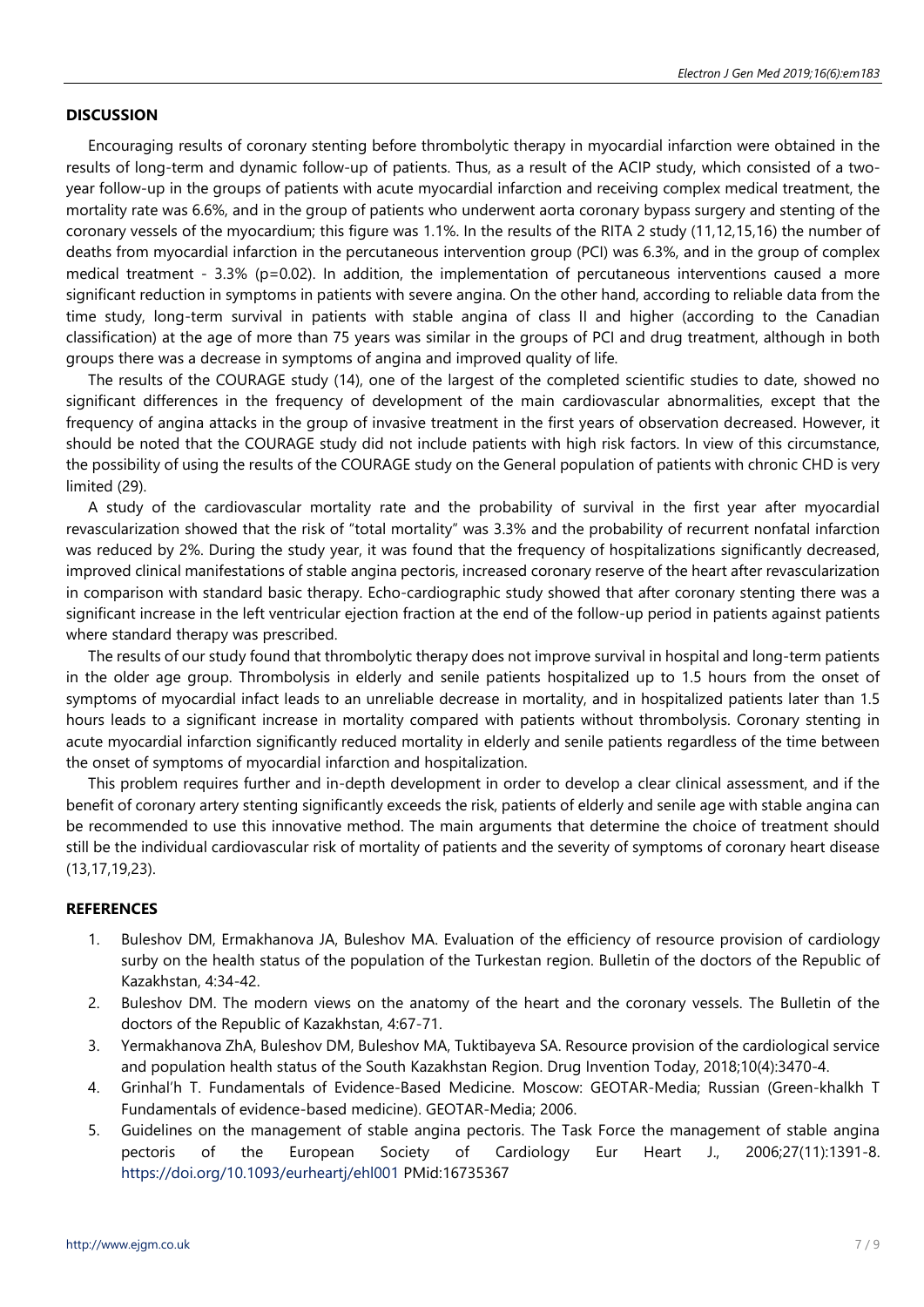## DISCUSSION

Encouraging results of coronary stenting before thrombolytic therapy in myocardial infarction were obtained in the results of long-term and dynamic follow-up of patients. Thus, as a result of the ACIP study, which consisted of a two-year follow-up in the groups of patients with acute myocardial infarction and receiving complex medical treatment, the mortality rate was 6.6%, and in the group of patients who underwent aorta coronary bypass surgery and stenting of the coronary vessels of the myocardium; this figure was 1.1%. In the results of the RITA 2 study (11,12,15,16) the number of deaths from myocardial infarction in the percutaneous intervention group (PCI) was 6.3%, and in the group of complex medical treatment - 3.3% (p=0.02). In addition, the implementation of percutaneous interventions caused a more significant reduction in symptoms in patients with severe angina. On the other hand, according to reliable data from the time study, long-term survival in patients with stable angina of class II and higher (according to the Canadian classification) at the age of more than 75 years was similar in the groups of PCI and drug treatment, although in both groups there was a decrease in symptoms of angina and improved quality of life.

The results of the COURAGE study (14), one of the largest of the completed scientific studies to date, showed no significant differences in the frequency of development of the main cardiovascular abnormalities, except that the frequency of angina attacks in the group of invasive treatment in the first years of observation decreased. However, it should be noted that the COURAGE study did not include patients with high risk factors. In view of this circumstance, the possibility of using the results of the COURAGE study on the General population of patients with chronic CHD is very limited (29).

A study of the cardiovascular mortality rate and the probability of survival in the first year after myocardial revascularization showed that the risk of "total mortality" was 3.3% and the probability of recurrent nonfatal infarction was reduced by 2%. During the study year, it was found that the frequency of hospitalizations significantly decreased, improved clinical manifestations of stable angina pectoris, increased coronary reserve of the heart after revascularization in comparison with standard basic therapy. Echo-cardiographic study showed that after coronary stenting there was a significant increase in the left ventricular ejection fraction at the end of the follow-up period in patients against patients where standard therapy was prescribed.

The results of our study found that thrombolytic therapy does not improve survival in hospital and long-term patients in the older age group. Thrombolysis in elderly and senile patients hospitalized up to 1.5 hours from the onset of symptoms of myocardial infact leads to an unreliable decrease in mortality, and in hospitalized patients later than 1.5 hours leads to a significant increase in mortality compared with patients without thrombolysis. Coronary stenting in acute myocardial infarction significantly reduced mortality in elderly and senile patients regardless of the time between the onset of symptoms of myocardial infarction and hospitalization.

This problem requires further and in-depth development in order to develop a clear clinical assessment, and if the benefit of coronary artery stenting significantly exceeds the risk, patients of elderly and senile age with stable angina can be recommended to use this innovative method. The main arguments that determine the choice of treatment should still be the individual cardiovascular risk of mortality of patients and the severity of symptoms of coronary heart disease (13,17,19,23).

## REFERENCES

1. Buleshov DM, Ermakhanova JA, Buleshov MA. Evaluation of the efficiency of resource provision of cardiology surby on the health status of the population of the Turkestan region. Bulletin of the doctors of the Republic of Kazakhstan, 4:34-42.
2. Buleshov DM. The modern views on the anatomy of the heart and the coronary vessels. The Bulletin of the doctors of the Republic of Kazakhstan, 4:67-71.
3. Yermakhanova ZhA, Buleshov DM, Buleshov MA, Tuktibayeva SA. Resource provision of the cardiological service and population health status of the South Kazakhstan Region. Drug Invention Today, 2018;10(4):3470-4.
4. Grinhal'h T. Fundamentals of Evidence-Based Medicine. Moscow: GEOTAR-Media; Russian (Green-khalkh T Fundamentals of evidence-based medicine). GEOTAR-Media; 2006.
5. Guidelines on the management of stable angina pectoris. The Task Force the management of stable angina pectoris of the European Society of Cardiology Eur Heart J., 2006;27(11):1391-8. https://doi.org/10.1093/eurheartj/ehl001 PMid:16735367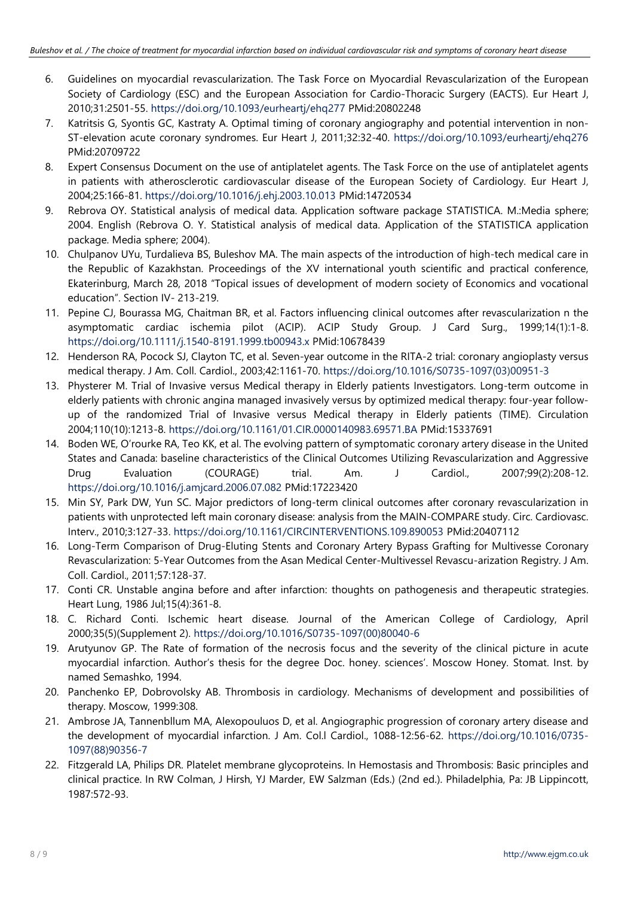6. Guidelines on myocardial revascularization. The Task Force on Myocardial Revascularization of the European Society of Cardiology (ESC) and the European Association for Cardio-Thoracic Surgery (EACTS). Eur Heart J, 2010;31:2501-55. https://doi.org/10.1093/eurheartj/ehq277 PMid:20802248
7. Katritsis G, Syontis GC, Kastraty A. Optimal timing of coronary angiography and potential intervention in non-ST-elevation acute coronary syndromes. Eur Heart J, 2011;32:32-40. https://doi.org/10.1093/eurheartj/ehq276 PMid:20709722
8. Expert Consensus Document on the use of antiplatelet agents. The Task Force on the use of antiplatelet agents in patients with atherosclerotic cardiovascular disease of the European Society of Cardiology. Eur Heart J, 2004;25:166-81. https://doi.org/10.1016/j.ehj.2003.10.013 PMid:14720534
9. Rebrova OY. Statistical analysis of medical data. Application software package STATISTICA. M.:Media sphere; 2004. English (Rebrova O. Y. Statistical analysis of medical data. Application of the STATISTICA application package. Media sphere; 2004).
10. Chulpanov UYu, Turdalieva BS, Buleshov MA. The main aspects of the introduction of high-tech medical care in the Republic of Kazakhstan. Proceedings of the XV international youth scientific and practical conference, Ekaterinburg, March 28, 2018 "Topical issues of development of modern society of Economics and vocational education". Section IV- 213-219.
11. Pepine CJ, Bourassa MG, Chaitman BR, et al. Factors influencing clinical outcomes after revascularization n the asymptomatic cardiac ischemia pilot (ACIP). ACIP Study Group. J Card Surg., 1999;14(1):1-8. https://doi.org/10.1111/j.1540-8191.1999.tb00943.x PMid:10678439
12. Henderson RA, Pocock SJ, Clayton TC, et al. Seven-year outcome in the RITA-2 trial: coronary angioplasty versus medical therapy. J Am. Coll. Cardiol., 2003;42:1161-70. https://doi.org/10.1016/S0735-1097(03)00951-3
13. Physterer M. Trial of Invasive versus Medical therapy in Elderly patients Investigators. Long-term outcome in elderly patients with chronic angina managed invasively versus by optimized medical therapy: four-year follow-up of the randomized Trial of Invasive versus Medical therapy in Elderly patients (TIME). Circulation 2004;110(10):1213-8. https://doi.org/10.1161/01.CIR.0000140983.69571.BA PMid:15337691
14. Boden WE, O'rourke RA, Teo KK, et al. The evolving pattern of symptomatic coronary artery disease in the United States and Canada: baseline characteristics of the Clinical Outcomes Utilizing Revascularization and Aggressive Drug Evaluation (COURAGE) trial. Am. J Cardiol., 2007;99(2):208-12. https://doi.org/10.1016/j.amjcard.2006.07.082 PMid:17223420
15. Min SY, Park DW, Yun SC. Major predictors of long-term clinical outcomes after coronary revascularization in patients with unprotected left main coronary disease: analysis from the MAIN-COMPARE study. Circ. Cardiovasc. Interv., 2010;3:127-33. https://doi.org/10.1161/CIRCINTERVENTIONS.109.890053 PMid:20407112
16. Long-Term Comparison of Drug-Eluting Stents and Coronary Artery Bypass Grafting for Multivesse Coronary Revascularization: 5-Year Outcomes from the Asan Medical Center-Multivessel Revascu-arization Registry. J Am. Coll. Cardiol., 2011;57:128-37.
17. Conti CR. Unstable angina before and after infarction: thoughts on pathogenesis and therapeutic strategies. Heart Lung, 1986 Jul;15(4):361-8.
18. C. Richard Conti. Ischemic heart disease. Journal of the American College of Cardiology, April 2000;35(5)(Supplement 2). https://doi.org/10.1016/S0735-1097(00)80040-6
19. Arutyunov GP. The Rate of formation of the necrosis focus and the severity of the clinical picture in acute myocardial infarction. Author's thesis for the degree Doc. honey. sciences'. Moscow Honey. Stomat. Inst. by named Semashko, 1994.
20. Panchenko EP, Dobrovolsky AB. Thrombosis in cardiology. Mechanisms of development and possibilities of therapy. Moscow, 1999:308.
21. Ambrose JA, Tannenbllum MA, Alexopouluos D, et al. Angiographic progression of coronary artery disease and the development of myocardial infarction. J Am. Col.l Cardiol., 1088-12:56-62. https://doi.org/10.1016/0735-1097(88)90356-7
22. Fitzgerald LA, Philips DR. Platelet membrane glycoproteins. In Hemostasis and Thrombosis: Basic principles and clinical practice. In RW Colman, J Hirsh, YJ Marder, EW Salzman (Eds.) (2nd ed.). Philadelphia, Pa: JB Lippincott, 1987:572-93.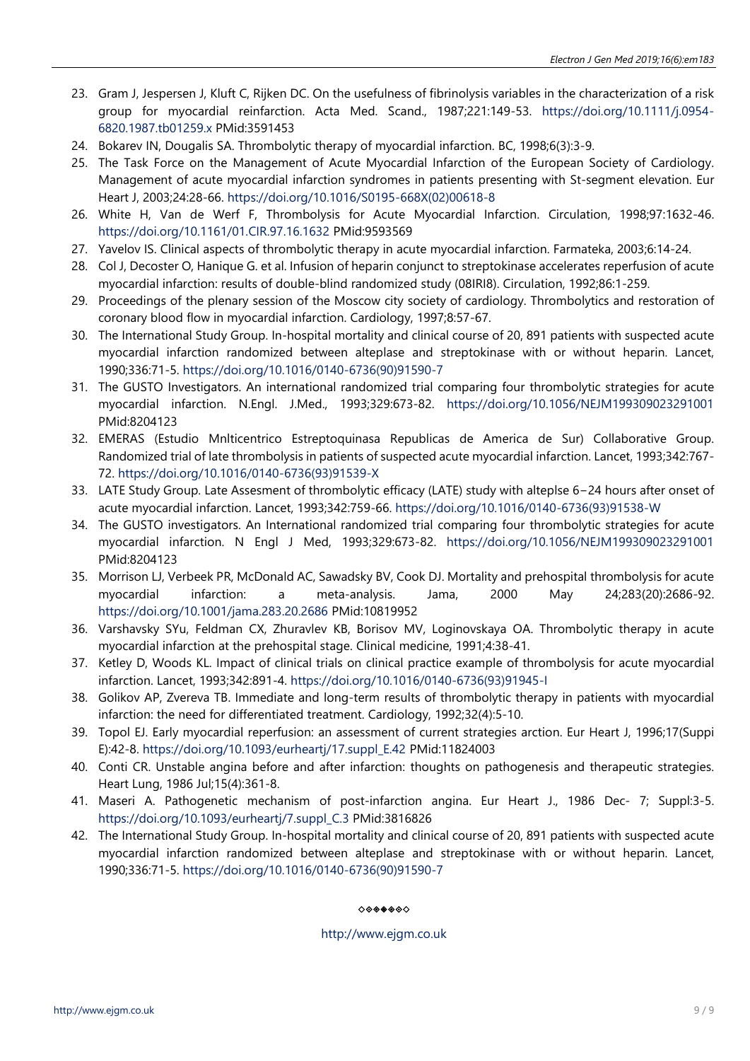23. Gram J, Jespersen J, Kluft C, Rijken DC. On the usefulness of fibrinolysis variables in the characterization of a risk group for myocardial reinfarction. Acta Med. Scand., 1987;221:149-53. https://doi.org/10.1111/j.0954-6820.1987.tb01259.x PMid:3591453
24. Bokarev IN, Dougalis SA. Thrombolytic therapy of myocardial infarction. BC, 1998;6(3):3-9.
25. The Task Force on the Management of Acute Myocardial Infarction of the European Society of Cardiology. Management of acute myocardial infarction syndromes in patients presenting with St-segment elevation. Eur Heart J, 2003;24:28-66. https://doi.org/10.1016/S0195-668X(02)00618-8
26. White H, Van de Werf F, Thrombolysis for Acute Myocardial Infarction. Circulation, 1998;97:1632-46. https://doi.org/10.1161/01.CIR.97.16.1632 PMid:9593569
27. Yavelov IS. Clinical aspects of thrombolytic therapy in acute myocardial infarction. Farmateka, 2003;6:14-24.
28. Col J, Decoster O, Hanique G. et al. Infusion of heparin conjunct to streptokinase accelerates reperfusion of acute myocardial infarction: results of double-blind randomized study (08IRI8). Circulation, 1992;86:1-259.
29. Proceedings of the plenary session of the Moscow city society of cardiology. Thrombolytics and restoration of coronary blood flow in myocardial infarction. Cardiology, 1997;8:57-67.
30. The International Study Group. In-hospital mortality and clinical course of 20, 891 patients with suspected acute myocardial infarction randomized between alteplase and streptokinase with or without heparin. Lancet, 1990;336:71-5. https://doi.org/10.1016/0140-6736(90)91590-7
31. The GUSTO Investigators. An international randomized trial comparing four thrombolytic strategies for acute myocardial infarction. N.Engl. J.Med., 1993;329:673-82. https://doi.org/10.1056/NEJM199309023291001 PMid:8204123
32. EMERAS (Estudio Mnlticentrico Estreptoquinasa Republicas de America de Sur) Collaborative Group. Randomized trial of late thrombolysis in patients of suspected acute myocardial infarction. Lancet, 1993;342:767-72. https://doi.org/10.1016/0140-6736(93)91539-X
33. LATE Study Group. Late Assesment of thrombolytic efficacy (LATE) study with alteplse 6−24 hours after onset of acute myocardial infarction. Lancet, 1993;342:759-66. https://doi.org/10.1016/0140-6736(93)91538-W
34. The GUSTO investigators. An International randomized trial comparing four thrombolytic strategies for acute myocardial infarction. N Engl J Med, 1993;329:673-82. https://doi.org/10.1056/NEJM199309023291001 PMid:8204123
35. Morrison LJ, Verbeek PR, McDonald AC, Sawadsky BV, Cook DJ. Mortality and prehospital thrombolysis for acute myocardial infarction: a meta-analysis. Jama, 2000 May 24;283(20):2686-92. https://doi.org/10.1001/jama.283.20.2686 PMid:10819952
36. Varshavsky SYu, Feldman CX, Zhuravlev KB, Borisov MV, Loginovskaya OA. Thrombolytic therapy in acute myocardial infarction at the prehospital stage. Clinical medicine, 1991;4:38-41.
37. Ketley D, Woods KL. Impact of clinical trials on clinical practice example of thrombolysis for acute myocardial infarction. Lancet, 1993;342:891-4. https://doi.org/10.1016/0140-6736(93)91945-I
38. Golikov AP, Zvereva TB. Immediate and long-term results of thrombolytic therapy in patients with myocardial infarction: the need for differentiated treatment. Cardiology, 1992;32(4):5-10.
39. Topol EJ. Early myocardial reperfusion: an assessment of current strategies arction. Eur Heart J, 1996;17(Suppi E):42-8. https://doi.org/10.1093/eurheartj/17.suppl_E.42 PMid:11824003
40. Conti CR. Unstable angina before and after infarction: thoughts on pathogenesis and therapeutic strategies. Heart Lung, 1986 Jul;15(4):361-8.
41. Maseri A. Pathogenetic mechanism of post-infarction angina. Eur Heart J., 1986 Dec- 7; Suppl:3-5. https://doi.org/10.1093/eurheartj/7.suppl_C.3 PMid:3816826
42. The International Study Group. In-hospital mortality and clinical course of 20, 891 patients with suspected acute myocardial infarction randomized between alteplase and streptokinase with or without heparin. Lancet, 1990;336:71-5. https://doi.org/10.1016/0140-6736(90)91590-7

◊◊◊◊◊◊◊

http://www.ejgm.co.uk